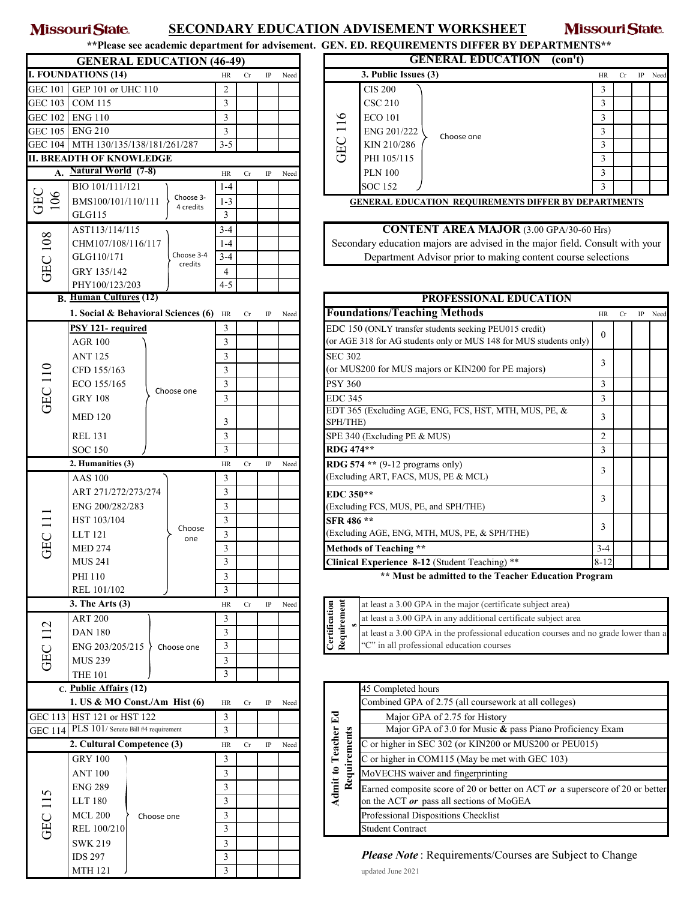# SECONDARY EDUCATION ADVISEMENT WORKSHEET

**Please see academic department for advisement. GEN. ED. REQUIREMENTS DIFFER BY DEPARTMENTS**

## GENERAL EDUCATION (46-49)

| I. FOUNDATIONS (14) | | HR | Cr | IP | Need |
|---|---|---|---|---|---|
| GEC 101 | GEP 101 or UHC 110 | 2 | | | |
| GEC 103 | COM 115 | 3 | | | |
| GEC 102 | ENG 110 | 3 | | | |
| GEC 105 | ENG 210 | 3 | | | |
| GEC 104 | MTH 130/135/138/181/261/287 | 3-5 | | | |

### II. BREADTH OF KNOWLEDGE

| A. Natural World (7-8) | | | HR | Cr | IP | Need |
|---|---|---|---|---|---|---|
| GEC 106 | BIO 101/111/121 | Choose 3-4 credits | 1-4 | | | |
| | BMS100/101/110/111 | | 1-3 | | | |
| | GLG115 | | 3 | | | |
| GEC 108 | AST113/114/115 | Choose 3-4 credits | 3-4 | | | |
| | CHM107/108/116/117 | | 1-4 | | | |
| | GLG110/171 | | 3-4 | | | |
| | GRY 135/142 | | 4 | | | |
| | PHY100/123/203 | | 4-5 | | | |

**B. Human Cultures (12)**

| 1. Social & Behavioral Sciences (6) | | | HR | Cr | IP | Need |
|---|---|---|---|---|---|---|
| GEC 110 | **PSY 121- required** | | 3 | | | |
| | AGR 100 | Choose one | 3 | | | |
| | ANT 125 | | 3 | | | |
| | CFD 155/163 | | 3 | | | |
| | ECO 155/165 | | 3 | | | |
| | GRY 108 | | 3 | | | |
| | MED 120 | | 3 | | | |
| | REL 131 | | 3 | | | |
| | SOC 150 | | 3 | | | |

| 2. Humanities (3) | | | HR | Cr | IP | Need |
|---|---|---|---|---|---|---|
| GEC 111 | AAS 100 | Choose one | 3 | | | |
| | ART 271/272/273/274 | | 3 | | | |
| | ENG 200/282/283 | | 3 | | | |
| | HST 103/104 | | 3 | | | |
| | LLT 121 | | 3 | | | |
| | MED 274 | | 3 | | | |
| | MUS 241 | | 3 | | | |
| | PHI 110 | | 3 | | | |
| | REL 101/102 | | 3 | | | |

| 3. The Arts (3) | | | HR | Cr | IP | Need |
|---|---|---|---|---|---|---|
| GEC 112 | ART 200 | Choose one | 3 | | | |
| | DAN 180 | | 3 | | | |
| | ENG 203/205/215 | | 3 | | | |
| | MUS 239 | | 3 | | | |
| | THE 101 | | 3 | | | |

**C. Public Affairs (12)**

| 1. US & MO Const./Am Hist (6) | | HR | Cr | IP | Need |
|---|---|---|---|---|---|
| GEC 113 | HST 121 or HST 122 | 3 | | | |
| GEC 114 | PLS 101/ Senate Bill #4 requirement | 3 | | | |

| 2. Cultural Competence (3) | | | HR | Cr | IP | Need |
|---|---|---|---|---|---|---|
| GEC 115 | GRY 100 | Choose one | 3 | | | |
| | ANT 100 | | 3 | | | |
| | ENG 289 | | 3 | | | |
| | LLT 180 | | 3 | | | |
| | MCL 200 | | 3 | | | |
| | REL 100/210 | | 3 | | | |
| | SWK 219 | | 3 | | | |
| | IDS 297 | | 3 | | | |
| | MTH 121 | | 3 | | | |

## GENERAL EDUCATION (con't)

| 3. Public Issues (3) | | | HR | Cr | IP | Need |
|---|---|---|---|---|---|---|
| GEC 116 | CIS 200 | Choose one | 3 | | | |
| | CSC 210 | | 3 | | | |
| | ECO 101 | | 3 | | | |
| | ENG 201/222 | | 3 | | | |
| | KIN 210/286 | | 3 | | | |
| | PHI 105/115 | | 3 | | | |
| | PLN 100 | | 3 | | | |
| | SOC 152 | | 3 | | | |

**GENERAL EDUCATION REQUIREMENTS DIFFER BY DEPARTMENTS**

## CONTENT AREA MAJOR (3.00 GPA/30-60 Hrs)

Secondary education majors are advised in the major field. Consult with your Department Advisor prior to making content course selections

## PROFESSIONAL EDUCATION

| Foundations/Teaching Methods | HR | Cr | IP | Need |
|---|---|---|---|---|
| EDC 150 (ONLY transfer students seeking PEU015 credit) (or AGE 318 for AG students only or MUS 148 for MUS students only) | 0 | | | |
| SEC 302 (or MUS200 for MUS majors or KIN200 for PE majors) | 3 | | | |
| PSY 360 | 3 | | | |
| EDC 345 | 3 | | | |
| EDT 365 (Excluding AGE, ENG, FCS, HST, MTH, MUS, PE, & SPH/THE) | 3 | | | |
| SPE 340 (Excluding PE & MUS) | 2 | | | |
| **RDG 474\*\*** | 3 | | | |
| **RDG 574 \*\*** (9-12 programs only) (Excluding ART, FACS, MUS, PE & MCL) | 3 | | | |
| **EDC 350\*\*** (Excluding FCS, MUS, PE, and SPH/THE) | 3 | | | |
| **SFR 486 \*\*** (Excluding AGE, ENG, MTH, MUS, PE, & SPH/THE) | 3 | | | |
| **Methods of Teaching \*\*** | 3-4 | | | |
| **Clinical Experience 8-12** (Student Teaching) \*\* | 8-12 | | | |

**\*\* Must be admitted to the Teacher Education Program**

| Certification Requirements | |
|---|---|
| | at least a 3.00 GPA in the major (certificate subject area) |
| | at least a 3.00 GPA in any additional certificate subject area |
| | at least a 3.00 GPA in the professional education courses and no grade lower than a "C" in all professional education courses |

| Admit to Teacher Ed Requirements | |
|---|---|
| | 45 Completed hours |
| | Combined GPA of 2.75 (all coursework at all colleges) |
| | Major GPA of 2.75 for History |
| | Major GPA of 3.0 for Music **&** pass Piano Proficiency Exam |
| | C or higher in SEC 302 (or KIN200 or MUS200 or PEU015) |
| | C or higher in COM115 (May be met with GEC 103) |
| | MoVECHS waiver and fingerprinting |
| | Earned composite score of 20 or better on ACT ***or*** a superscore of 20 or better on the ACT ***or*** pass all sections of MoGEA |
| | Professional Dispositions Checklist |
| | Student Contract |

***Please Note*** : Requirements/Courses are Subject to Change

updated June 2021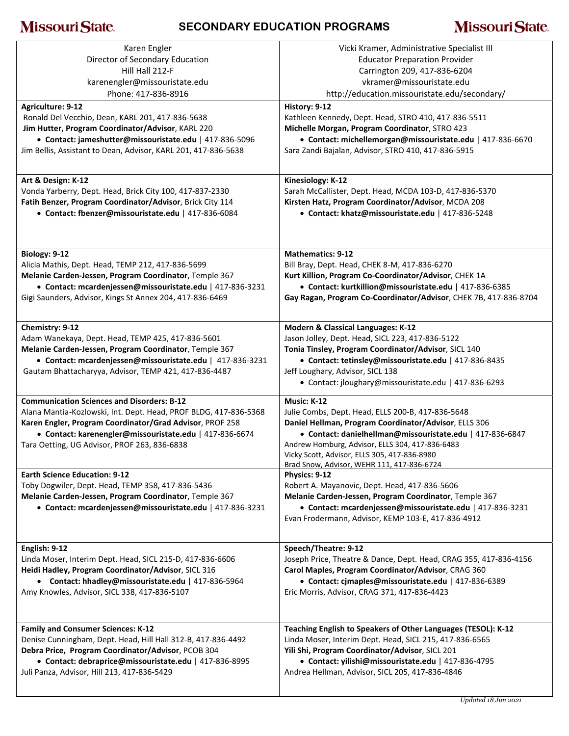# SECONDARY EDUCATION PROGRAMS

Karen Engler
Director of Secondary Education
Hill Hall 212-F
karenengler@missouristate.edu
Phone: 417-836-8916

Vicki Kramer, Administrative Specialist III
Educator Preparation Provider
Carrington 209, 417-836-6204
vkramer@missouristate.edu
http://education.missouristate.edu/secondary/

**Agriculture: 9-12**
Ronald Del Vecchio, Dean, KARL 201, 417-836-5638
**Jim Hutter, Program Coordinator/Advisor**, KARL 220
- **Contact: jameshutter@missouristate.edu** | 417-836-5096

Jim Bellis, Assistant to Dean, Advisor, KARL 201, 417-836-5638

**Art & Design: K-12**
Vonda Yarberry, Dept. Head, Brick City 100, 417-837-2330
**Fatih Benzer, Program Coordinator/Advisor**, Brick City 114
- **Contact: fbenzer@missouristate.edu** | 417-836-6084

**Biology: 9-12**
Alicia Mathis, Dept. Head, TEMP 212, 417-836-5699
**Melanie Carden-Jessen, Program Coordinator**, Temple 367
- **Contact: mcardenjessen@missouristate.edu** | 417-836-3231

Gigi Saunders, Advisor, Kings St Annex 204, 417-836-6469

**Chemistry: 9-12**
Adam Wanekaya, Dept. Head, TEMP 425, 417-836-5601
**Melanie Carden-Jessen, Program Coordinator**, Temple 367
- **Contact: mcardenjessen@missouristate.edu** | 417-836-3231

Gautam Bhattacharyya, Advisor, TEMP 421, 417-836-4487

**Communication Sciences and Disorders: B-12**
Alana Mantia-Kozlowski, Int. Dept. Head, PROF BLDG, 417-836-5368
**Karen Engler, Program Coordinator/Grad Advisor**, PROF 258
- **Contact: karenengler@missouristate.edu** | 417-836-6674

Tara Oetting, UG Advisor, PROF 263, 836-6838

**Earth Science Education: 9-12**
Toby Dogwiler, Dept. Head, TEMP 358, 417-836-5436
**Melanie Carden-Jessen, Program Coordinator**, Temple 367
- **Contact: mcardenjessen@missouristate.edu** | 417-836-3231

**English: 9-12**
Linda Moser, Interim Dept. Head, SICL 215-D, 417-836-6606
**Heidi Hadley, Program Coordinator/Advisor**, SICL 316
- **Contact: hhadley@missouristate.edu** | 417-836-5964

Amy Knowles, Advisor, SICL 338, 417-836-5107

**Family and Consumer Sciences: K-12**
Denise Cunningham, Dept. Head, Hill Hall 312-B, 417-836-4492
**Debra Price, Program Coordinator/Advisor**, PCOB 304
- **Contact: debraprice@missouristate.edu** | 417-836-8995

Juli Panza, Advisor, Hill 213, 417-836-5429

**History: 9-12**
Kathleen Kennedy, Dept. Head, STRO 410, 417-836-5511
**Michelle Morgan, Program Coordinator**, STRO 423
- **Contact: michellemorgan@missouristate.edu** | 417-836-6670

Sara Zandi Bajalan, Advisor, STRO 410, 417-836-5915

**Kinesiology: K-12**
Sarah McCallister, Dept. Head, MCDA 103-D, 417-836-5370
**Kirsten Hatz, Program Coordinator/Advisor**, MCDA 208
- **Contact: khatz@missouristate.edu** | 417-836-5248

**Mathematics: 9-12**
Bill Bray, Dept. Head, CHEK 8-M, 417-836-6270
**Kurt Killion, Program Co-Coordinator/Advisor**, CHEK 1A
- **Contact: kurtkillion@missouristate.edu** | 417-836-6385

**Gay Ragan, Program Co-Coordinator/Advisor**, CHEK 7B, 417-836-8704

**Modern & Classical Languages: K-12**
Jason Jolley, Dept. Head, SICL 223, 417-836-5122
**Tonia Tinsley, Program Coordinator/Advisor**, SICL 140
- **Contact: tetinsley@missouristate.edu** | 417-836-8435

Jeff Loughary, Advisor, SICL 138
- Contact: jloughary@missouristate.edu | 417-836-6293

**Music: K-12**
Julie Combs, Dept. Head, ELLS 200-B, 417-836-5648
**Daniel Hellman, Program Coordinator/Advisor**, ELLS 306
- **Contact: danielhellman@missouristate.edu** | 417-836-6847

Andrew Homburg, Advisor, ELLS 304, 417-836-6483
Vicky Scott, Advisor, ELLS 305, 417-836-8980
Brad Snow, Advisor, WEHR 111, 417-836-6724

**Physics: 9-12**
Robert A. Mayanovic, Dept. Head, 417-836-5606
**Melanie Carden-Jessen, Program Coordinator**, Temple 367
- **Contact: mcardenjessen@missouristate.edu** | 417-836-3231

Evan Frodermann, Advisor, KEMP 103-E, 417-836-4912

**Speech/Theatre: 9-12**
Joseph Price, Theatre & Dance, Dept. Head, CRAG 355, 417-836-4156
**Carol Maples, Program Coordinator/Advisor**, CRAG 360
- **Contact: cjmaples@missouristate.edu** | 417-836-6389

Eric Morris, Advisor, CRAG 371, 417-836-4423

**Teaching English to Speakers of Other Languages (TESOL): K-12**
Linda Moser, Interim Dept. Head, SICL 215, 417-836-6565
**Yili Shi, Program Coordinator/Advisor**, SICL 201
- **Contact: yilishi@missouristate.edu** | 417-836-4795

Andrea Hellman, Advisor, SICL 205, 417-836-4846

*Updated 18 Jun 2021*